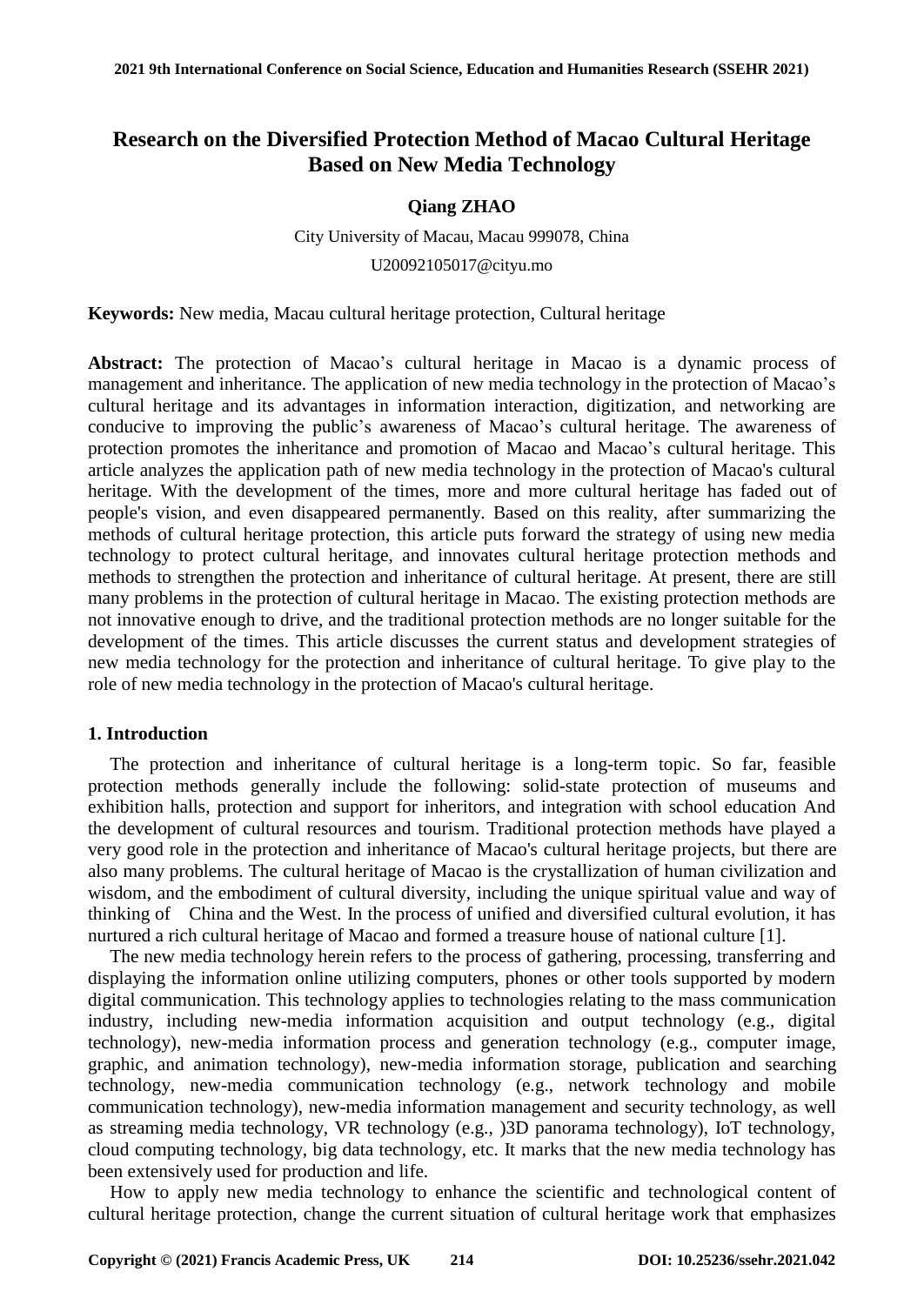# Research on the Diversified Protection Method of Macao Cultural Heritage Based on New Media Technology

**Qiang ZHAO**

City University of Macau, Macau 999078, China

U20092105017@cityu.mo

**Keywords:** New media, Macau cultural heritage protection, Cultural heritage

**Abstract:** The protection of Macao's cultural heritage in Macao is a dynamic process of management and inheritance. The application of new media technology in the protection of Macao's cultural heritage and its advantages in information interaction, digitization, and networking are conducive to improving the public's awareness of Macao's cultural heritage. The awareness of protection promotes the inheritance and promotion of Macao and Macao's cultural heritage. This article analyzes the application path of new media technology in the protection of Macao's cultural heritage. With the development of the times, more and more cultural heritage has faded out of people's vision, and even disappeared permanently. Based on this reality, after summarizing the methods of cultural heritage protection, this article puts forward the strategy of using new media technology to protect cultural heritage, and innovates cultural heritage protection methods and methods to strengthen the protection and inheritance of cultural heritage. At present, there are still many problems in the protection of cultural heritage in Macao. The existing protection methods are not innovative enough to drive, and the traditional protection methods are no longer suitable for the development of the times. This article discusses the current status and development strategies of new media technology for the protection and inheritance of cultural heritage. To give play to the role of new media technology in the protection of Macao's cultural heritage.

## 1. Introduction

The protection and inheritance of cultural heritage is a long-term topic. So far, feasible protection methods generally include the following: solid-state protection of museums and exhibition halls, protection and support for inheritors, and integration with school education And the development of cultural resources and tourism. Traditional protection methods have played a very good role in the protection and inheritance of Macao's cultural heritage projects, but there are also many problems. The cultural heritage of Macao is the crystallization of human civilization and wisdom, and the embodiment of cultural diversity, including the unique spiritual value and way of thinking of China and the West. In the process of unified and diversified cultural evolution, it has nurtured a rich cultural heritage of Macao and formed a treasure house of national culture [1].

The new media technology herein refers to the process of gathering, processing, transferring and displaying the information online utilizing computers, phones or other tools supported by modern digital communication. This technology applies to technologies relating to the mass communication industry, including new-media information acquisition and output technology (e.g., digital technology), new-media information process and generation technology (e.g., computer image, graphic, and animation technology), new-media information storage, publication and searching technology, new-media communication technology (e.g., network technology and mobile communication technology), new-media information management and security technology, as well as streaming media technology, VR technology (e.g., )3D panorama technology), IoT technology, cloud computing technology, big data technology, etc. It marks that the new media technology has been extensively used for production and life.

How to apply new media technology to enhance the scientific and technological content of cultural heritage protection, change the current situation of cultural heritage work that emphasizes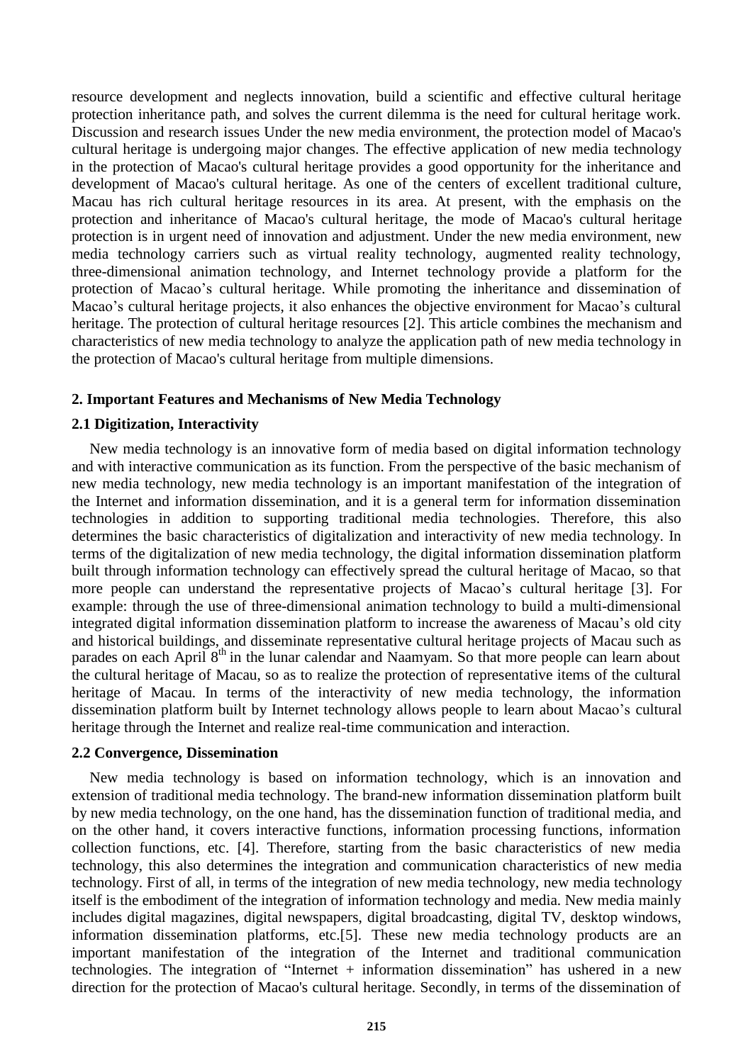resource development and neglects innovation, build a scientific and effective cultural heritage protection inheritance path, and solves the current dilemma is the need for cultural heritage work. Discussion and research issues Under the new media environment, the protection model of Macao's cultural heritage is undergoing major changes. The effective application of new media technology in the protection of Macao's cultural heritage provides a good opportunity for the inheritance and development of Macao's cultural heritage. As one of the centers of excellent traditional culture, Macau has rich cultural heritage resources in its area. At present, with the emphasis on the protection and inheritance of Macao's cultural heritage, the mode of Macao's cultural heritage protection is in urgent need of innovation and adjustment. Under the new media environment, new media technology carriers such as virtual reality technology, augmented reality technology, three-dimensional animation technology, and Internet technology provide a platform for the protection of Macao's cultural heritage. While promoting the inheritance and dissemination of Macao's cultural heritage projects, it also enhances the objective environment for Macao's cultural heritage. The protection of cultural heritage resources [2]. This article combines the mechanism and characteristics of new media technology to analyze the application path of new media technology in the protection of Macao's cultural heritage from multiple dimensions.

## 2. Important Features and Mechanisms of New Media Technology

### 2.1 Digitization, Interactivity

New media technology is an innovative form of media based on digital information technology and with interactive communication as its function. From the perspective of the basic mechanism of new media technology, new media technology is an important manifestation of the integration of the Internet and information dissemination, and it is a general term for information dissemination technologies in addition to supporting traditional media technologies. Therefore, this also determines the basic characteristics of digitalization and interactivity of new media technology. In terms of the digitalization of new media technology, the digital information dissemination platform built through information technology can effectively spread the cultural heritage of Macao, so that more people can understand the representative projects of Macao's cultural heritage [3]. For example: through the use of three-dimensional animation technology to build a multi-dimensional integrated digital information dissemination platform to increase the awareness of Macau's old city and historical buildings, and disseminate representative cultural heritage projects of Macau such as parades on each April 8th in the lunar calendar and Naamyam. So that more people can learn about the cultural heritage of Macau, so as to realize the protection of representative items of the cultural heritage of Macau. In terms of the interactivity of new media technology, the information dissemination platform built by Internet technology allows people to learn about Macao's cultural heritage through the Internet and realize real-time communication and interaction.

### 2.2 Convergence, Dissemination

New media technology is based on information technology, which is an innovation and extension of traditional media technology. The brand-new information dissemination platform built by new media technology, on the one hand, has the dissemination function of traditional media, and on the other hand, it covers interactive functions, information processing functions, information collection functions, etc. [4]. Therefore, starting from the basic characteristics of new media technology, this also determines the integration and communication characteristics of new media technology. First of all, in terms of the integration of new media technology, new media technology itself is the embodiment of the integration of information technology and media. New media mainly includes digital magazines, digital newspapers, digital broadcasting, digital TV, desktop windows, information dissemination platforms, etc.[5]. These new media technology products are an important manifestation of the integration of the Internet and traditional communication technologies. The integration of "Internet + information dissemination" has ushered in a new direction for the protection of Macao's cultural heritage. Secondly, in terms of the dissemination of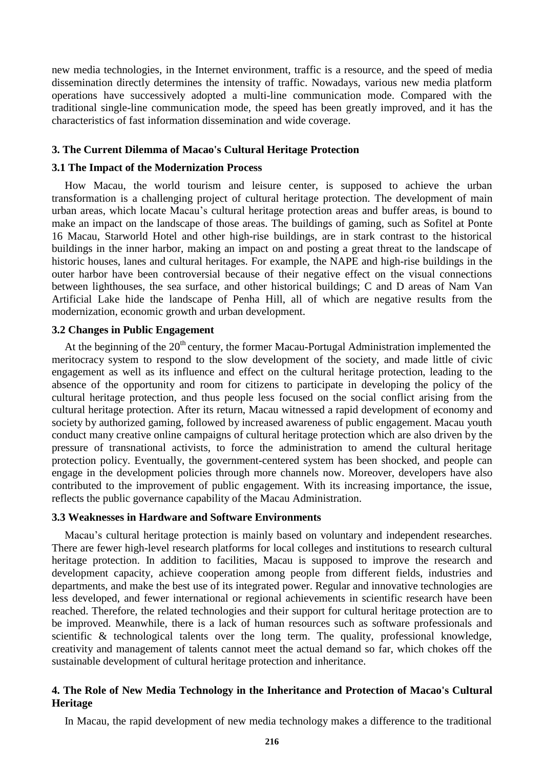new media technologies, in the Internet environment, traffic is a resource, and the speed of media dissemination directly determines the intensity of traffic. Nowadays, various new media platform operations have successively adopted a multi-line communication mode. Compared with the traditional single-line communication mode, the speed has been greatly improved, and it has the characteristics of fast information dissemination and wide coverage.

## 3. The Current Dilemma of Macao's Cultural Heritage Protection

### 3.1 The Impact of the Modernization Process

How Macau, the world tourism and leisure center, is supposed to achieve the urban transformation is a challenging project of cultural heritage protection. The development of main urban areas, which locate Macau's cultural heritage protection areas and buffer areas, is bound to make an impact on the landscape of those areas. The buildings of gaming, such as Sofitel at Ponte 16 Macau, Starworld Hotel and other high-rise buildings, are in stark contrast to the historical buildings in the inner harbor, making an impact on and posting a great threat to the landscape of historic houses, lanes and cultural heritages. For example, the NAPE and high-rise buildings in the outer harbor have been controversial because of their negative effect on the visual connections between lighthouses, the sea surface, and other historical buildings; C and D areas of Nam Van Artificial Lake hide the landscape of Penha Hill, all of which are negative results from the modernization, economic growth and urban development.

### 3.2 Changes in Public Engagement

At the beginning of the 20th century, the former Macau-Portugal Administration implemented the meritocracy system to respond to the slow development of the society, and made little of civic engagement as well as its influence and effect on the cultural heritage protection, leading to the absence of the opportunity and room for citizens to participate in developing the policy of the cultural heritage protection, and thus people less focused on the social conflict arising from the cultural heritage protection. After its return, Macau witnessed a rapid development of economy and society by authorized gaming, followed by increased awareness of public engagement. Macau youth conduct many creative online campaigns of cultural heritage protection which are also driven by the pressure of transnational activists, to force the administration to amend the cultural heritage protection policy. Eventually, the government-centered system has been shocked, and people can engage in the development policies through more channels now. Moreover, developers have also contributed to the improvement of public engagement. With its increasing importance, the issue, reflects the public governance capability of the Macau Administration.

### 3.3 Weaknesses in Hardware and Software Environments

Macau's cultural heritage protection is mainly based on voluntary and independent researches. There are fewer high-level research platforms for local colleges and institutions to research cultural heritage protection. In addition to facilities, Macau is supposed to improve the research and development capacity, achieve cooperation among people from different fields, industries and departments, and make the best use of its integrated power. Regular and innovative technologies are less developed, and fewer international or regional achievements in scientific research have been reached. Therefore, the related technologies and their support for cultural heritage protection are to be improved. Meanwhile, there is a lack of human resources such as software professionals and scientific & technological talents over the long term. The quality, professional knowledge, creativity and management of talents cannot meet the actual demand so far, which chokes off the sustainable development of cultural heritage protection and inheritance.

## 4. The Role of New Media Technology in the Inheritance and Protection of Macao's Cultural Heritage

In Macau, the rapid development of new media technology makes a difference to the traditional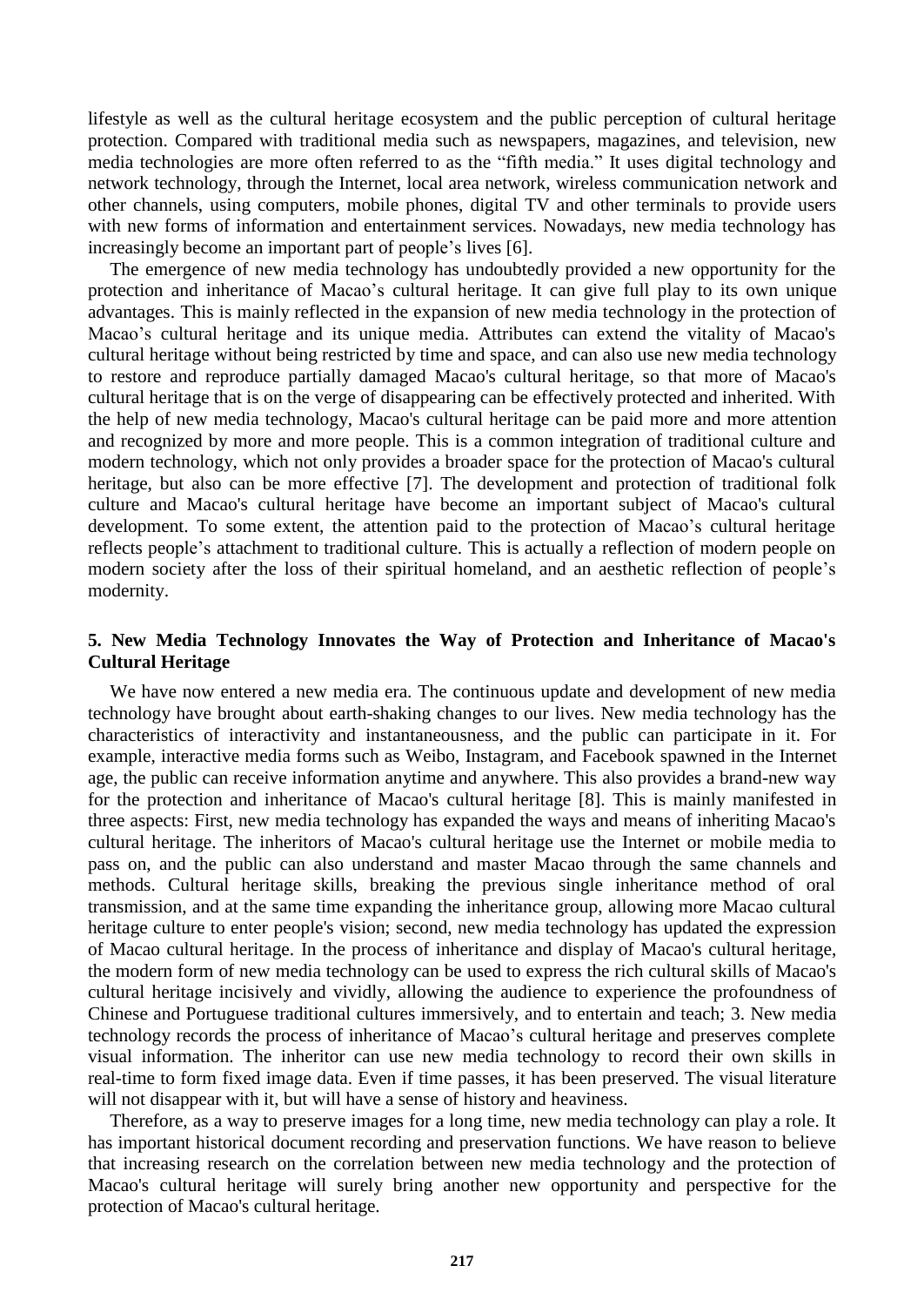lifestyle as well as the cultural heritage ecosystem and the public perception of cultural heritage protection. Compared with traditional media such as newspapers, magazines, and television, new media technologies are more often referred to as the "fifth media." It uses digital technology and network technology, through the Internet, local area network, wireless communication network and other channels, using computers, mobile phones, digital TV and other terminals to provide users with new forms of information and entertainment services. Nowadays, new media technology has increasingly become an important part of people's lives [6].

The emergence of new media technology has undoubtedly provided a new opportunity for the protection and inheritance of Macao's cultural heritage. It can give full play to its own unique advantages. This is mainly reflected in the expansion of new media technology in the protection of Macao's cultural heritage and its unique media. Attributes can extend the vitality of Macao's cultural heritage without being restricted by time and space, and can also use new media technology to restore and reproduce partially damaged Macao's cultural heritage, so that more of Macao's cultural heritage that is on the verge of disappearing can be effectively protected and inherited. With the help of new media technology, Macao's cultural heritage can be paid more and more attention and recognized by more and more people. This is a common integration of traditional culture and modern technology, which not only provides a broader space for the protection of Macao's cultural heritage, but also can be more effective [7]. The development and protection of traditional folk culture and Macao's cultural heritage have become an important subject of Macao's cultural development. To some extent, the attention paid to the protection of Macao's cultural heritage reflects people's attachment to traditional culture. This is actually a reflection of modern people on modern society after the loss of their spiritual homeland, and an aesthetic reflection of people's modernity.

## 5. New Media Technology Innovates the Way of Protection and Inheritance of Macao's Cultural Heritage

We have now entered a new media era. The continuous update and development of new media technology have brought about earth-shaking changes to our lives. New media technology has the characteristics of interactivity and instantaneousness, and the public can participate in it. For example, interactive media forms such as Weibo, Instagram, and Facebook spawned in the Internet age, the public can receive information anytime and anywhere. This also provides a brand-new way for the protection and inheritance of Macao's cultural heritage [8]. This is mainly manifested in three aspects: First, new media technology has expanded the ways and means of inheriting Macao's cultural heritage. The inheritors of Macao's cultural heritage use the Internet or mobile media to pass on, and the public can also understand and master Macao through the same channels and methods. Cultural heritage skills, breaking the previous single inheritance method of oral transmission, and at the same time expanding the inheritance group, allowing more Macao cultural heritage culture to enter people's vision; second, new media technology has updated the expression of Macao cultural heritage. In the process of inheritance and display of Macao's cultural heritage, the modern form of new media technology can be used to express the rich cultural skills of Macao's cultural heritage incisively and vividly, allowing the audience to experience the profoundness of Chinese and Portuguese traditional cultures immersively, and to entertain and teach; 3. New media technology records the process of inheritance of Macao's cultural heritage and preserves complete visual information. The inheritor can use new media technology to record their own skills in real-time to form fixed image data. Even if time passes, it has been preserved. The visual literature will not disappear with it, but will have a sense of history and heaviness.

Therefore, as a way to preserve images for a long time, new media technology can play a role. It has important historical document recording and preservation functions. We have reason to believe that increasing research on the correlation between new media technology and the protection of Macao's cultural heritage will surely bring another new opportunity and perspective for the protection of Macao's cultural heritage.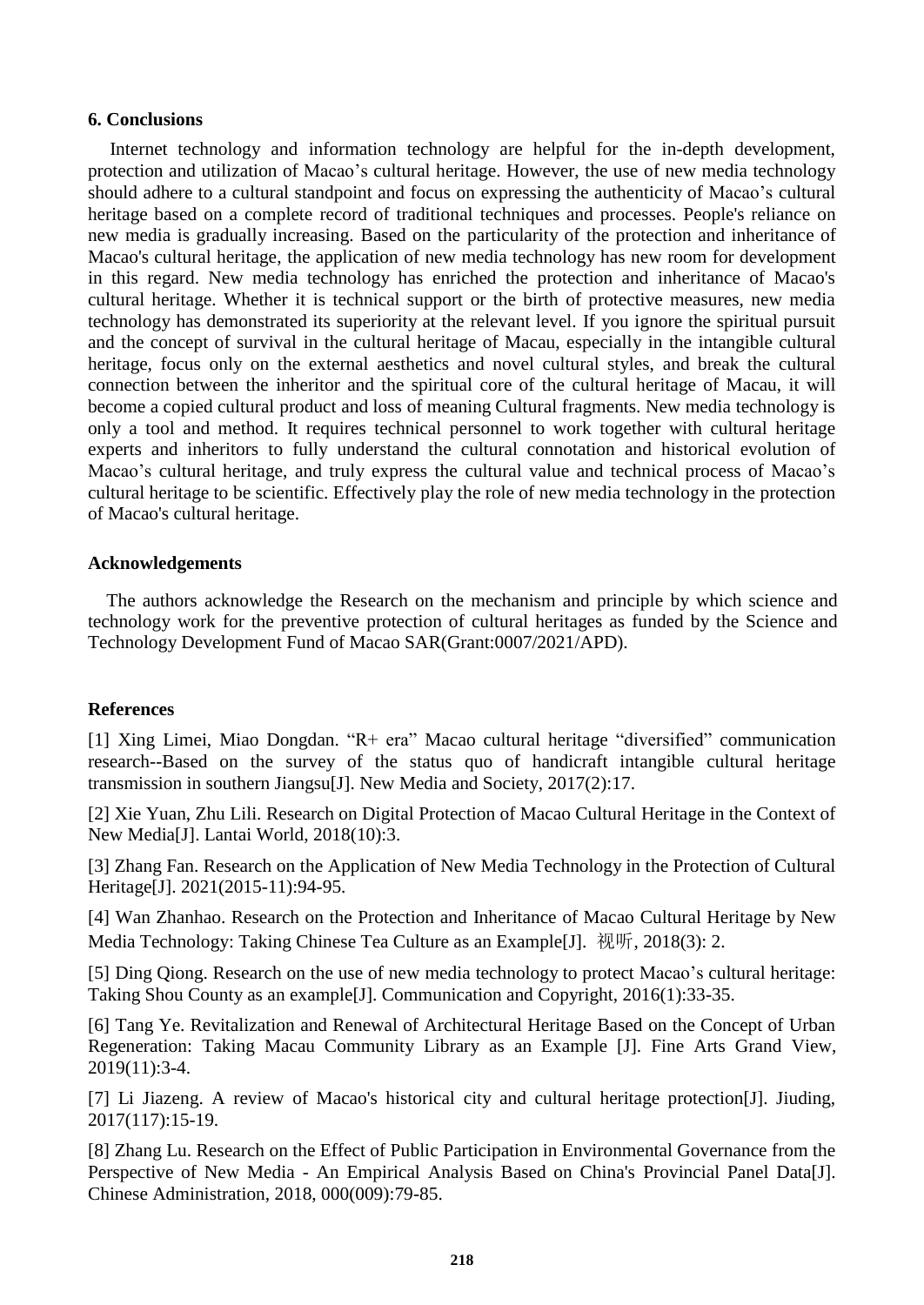## 6. Conclusions

Internet technology and information technology are helpful for the in-depth development, protection and utilization of Macao's cultural heritage. However, the use of new media technology should adhere to a cultural standpoint and focus on expressing the authenticity of Macao's cultural heritage based on a complete record of traditional techniques and processes. People's reliance on new media is gradually increasing. Based on the particularity of the protection and inheritance of Macao's cultural heritage, the application of new media technology has new room for development in this regard. New media technology has enriched the protection and inheritance of Macao's cultural heritage. Whether it is technical support or the birth of protective measures, new media technology has demonstrated its superiority at the relevant level. If you ignore the spiritual pursuit and the concept of survival in the cultural heritage of Macau, especially in the intangible cultural heritage, focus only on the external aesthetics and novel cultural styles, and break the cultural connection between the inheritor and the spiritual core of the cultural heritage of Macau, it will become a copied cultural product and loss of meaning Cultural fragments. New media technology is only a tool and method. It requires technical personnel to work together with cultural heritage experts and inheritors to fully understand the cultural connotation and historical evolution of Macao's cultural heritage, and truly express the cultural value and technical process of Macao's cultural heritage to be scientific. Effectively play the role of new media technology in the protection of Macao's cultural heritage.

## Acknowledgements

The authors acknowledge the Research on the mechanism and principle by which science and technology work for the preventive protection of cultural heritages as funded by the Science and Technology Development Fund of Macao SAR(Grant:0007/2021/APD).

## References

[1] Xing Limei, Miao Dongdan. "R+ era" Macao cultural heritage "diversified" communication research--Based on the survey of the status quo of handicraft intangible cultural heritage transmission in southern Jiangsu[J]. New Media and Society, 2017(2):17.

[2] Xie Yuan, Zhu Lili. Research on Digital Protection of Macao Cultural Heritage in the Context of New Media[J]. Lantai World, 2018(10):3.

[3] Zhang Fan. Research on the Application of New Media Technology in the Protection of Cultural Heritage[J]. 2021(2015-11):94-95.

[4] Wan Zhanhao. Research on the Protection and Inheritance of Macao Cultural Heritage by New Media Technology: Taking Chinese Tea Culture as an Example[J]. 视听, 2018(3): 2.

[5] Ding Qiong. Research on the use of new media technology to protect Macao's cultural heritage: Taking Shou County as an example[J]. Communication and Copyright, 2016(1):33-35.

[6] Tang Ye. Revitalization and Renewal of Architectural Heritage Based on the Concept of Urban Regeneration: Taking Macau Community Library as an Example [J]. Fine Arts Grand View, 2019(11):3-4.

[7] Li Jiazeng. A review of Macao's historical city and cultural heritage protection[J]. Jiuding, 2017(117):15-19.

[8] Zhang Lu. Research on the Effect of Public Participation in Environmental Governance from the Perspective of New Media - An Empirical Analysis Based on China's Provincial Panel Data[J]. Chinese Administration, 2018, 000(009):79-85.